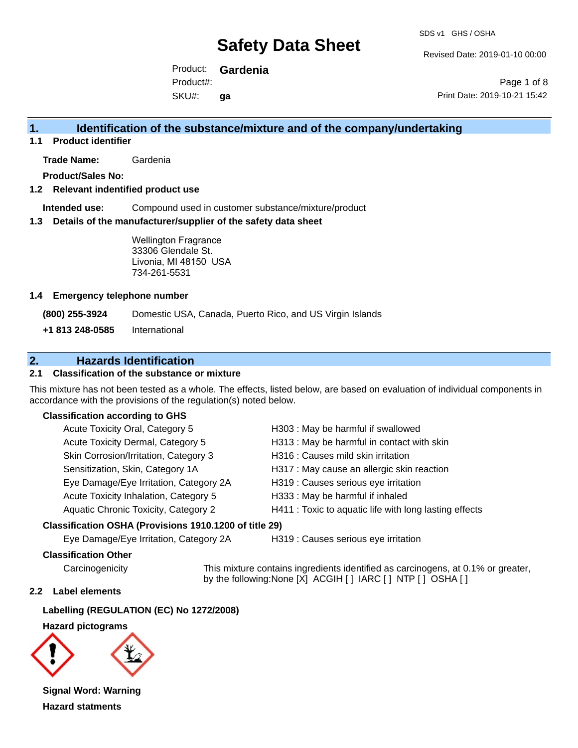# Safety Data Sheet

SDS v1 GHS / OSHA

Revised Date: 2019-01-10 00:00

Product: **Gardenia**

Product#:

SKU#: **ga**

Print Date: 2019-10-21 15:42

## 1. Identification of the substance/mixture and of the company/undertaking

### 1.1 Product identifier

**Trade Name:** Gardenia

**Product/Sales No:**

### 1.2 Relevant indentified product use

**Intended use:** Compound used in customer substance/mixture/product

### 1.3 Details of the manufacturer/supplier of the safety data sheet

Wellington Fragrance
33306 Glendale St.
Livonia, MI 48150 USA
734-261-5531

### 1.4 Emergency telephone number

**(800) 255-3924** Domestic USA, Canada, Puerto Rico, and US Virgin Islands

**+1 813 248-0585** International

## 2. Hazards Identification

### 2.1 Classification of the substance or mixture

This mixture has not been tested as a whole. The effects, listed below, are based on evaluation of individual components in accordance with the provisions of the regulation(s) noted below.

**Classification according to GHS**

| | |
|---|---|
| Acute Toxicity Oral, Category 5 | H303 : May be harmful if swallowed |
| Acute Toxicity Dermal, Category 5 | H313 : May be harmful in contact with skin |
| Skin Corrosion/Irritation, Category 3 | H316 : Causes mild skin irritation |
| Sensitization, Skin, Category 1A | H317 : May cause an allergic skin reaction |
| Eye Damage/Eye Irritation, Category 2A | H319 : Causes serious eye irritation |
| Acute Toxicity Inhalation, Category 5 | H333 : May be harmful if inhaled |
| Aquatic Chronic Toxicity, Category 2 | H411 : Toxic to aquatic life with long lasting effects |

**Classification OSHA (Provisions 1910.1200 of title 29)**

| | |
|---|---|
| Eye Damage/Eye Irritation, Category 2A | H319 : Causes serious eye irritation |

**Classification Other**

Carcinogenicity — This mixture contains ingredients identified as carcinogens, at 0.1% or greater, by the following:None [X] ACGIH [ ] IARC [ ] NTP [ ] OSHA [ ]

### 2.2 Label elements

**Labelling (REGULATION (EC) No 1272/2008)**

**Hazard pictograms**

**Signal Word: Warning**

**Hazard statments**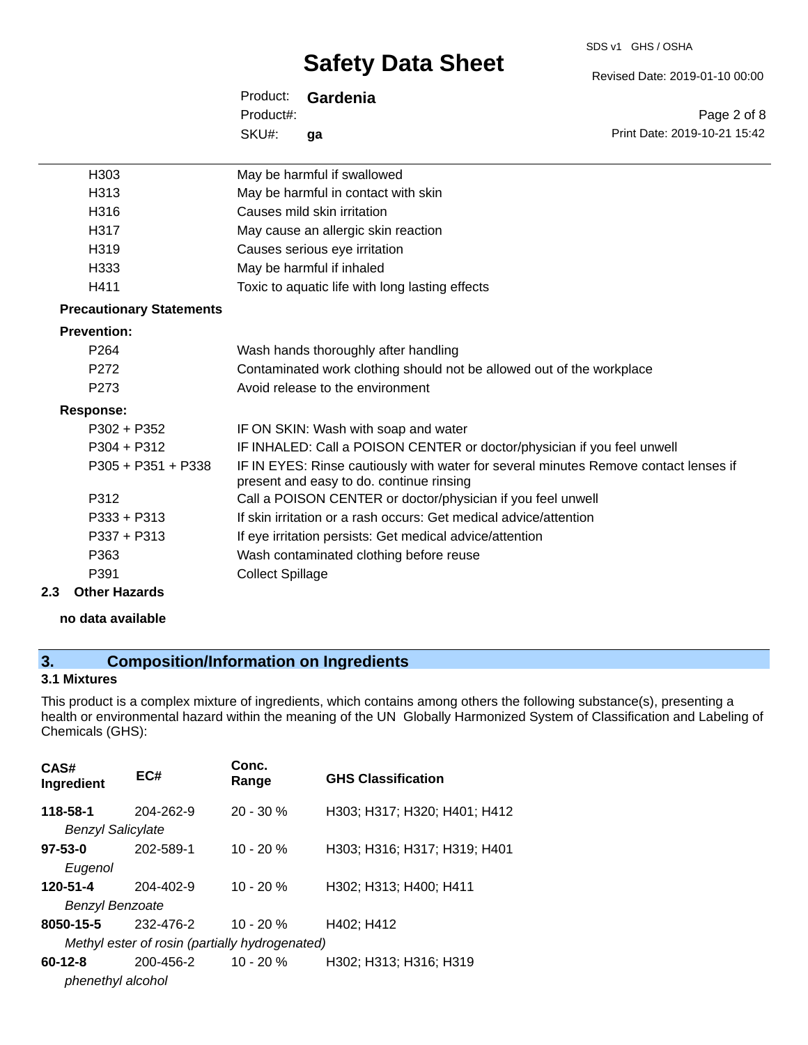| | |
|---|---|
| H303 | May be harmful if swallowed |
| H313 | May be harmful in contact with skin |
| H316 | Causes mild skin irritation |
| H317 | May cause an allergic skin reaction |
| H319 | Causes serious eye irritation |
| H333 | May be harmful if inhaled |
| H411 | Toxic to aquatic life with long lasting effects |

**Precautionary Statements**

**Prevention:**

| | |
|---|---|
| P264 | Wash hands thoroughly after handling |
| P272 | Contaminated work clothing should not be allowed out of the workplace |
| P273 | Avoid release to the environment |

**Response:**

| | |
|---|---|
| P302 + P352 | IF ON SKIN: Wash with soap and water |
| P304 + P312 | IF INHALED: Call a POISON CENTER or doctor/physician if you feel unwell |
| P305 + P351 + P338 | IF IN EYES: Rinse cautiously with water for several minutes Remove contact lenses if present and easy to do. continue rinsing |
| P312 | Call a POISON CENTER or doctor/physician if you feel unwell |
| P333 + P313 | If skin irritation or a rash occurs: Get medical advice/attention |
| P337 + P313 | If eye irritation persists: Get medical advice/attention |
| P363 | Wash contaminated clothing before reuse |
| P391 | Collect Spillage |

### 2.3 Other Hazards

**no data available**

## 3. Composition/Information on Ingredients

### 3.1 Mixtures

This product is a complex mixture of ingredients, which contains among others the following substance(s), presenting a health or environmental hazard within the meaning of the UN Globally Harmonized System of Classification and Labeling of Chemicals (GHS):

| CAS# Ingredient | EC# | Conc. Range | GHS Classification |
|---|---|---|---|
| **118-58-1** *Benzyl Salicylate* | 204-262-9 | 20 - 30 % | H303; H317; H320; H401; H412 |
| **97-53-0** *Eugenol* | 202-589-1 | 10 - 20 % | H303; H316; H317; H319; H401 |
| **120-51-4** *Benzyl Benzoate* | 204-402-9 | 10 - 20 % | H302; H313; H400; H411 |
| **8050-15-5** *Methyl ester of rosin (partially hydrogenated)* | 232-476-2 | 10 - 20 % | H402; H412 |
| **60-12-8** *phenethyl alcohol* | 200-456-2 | 10 - 20 % | H302; H313; H316; H319 |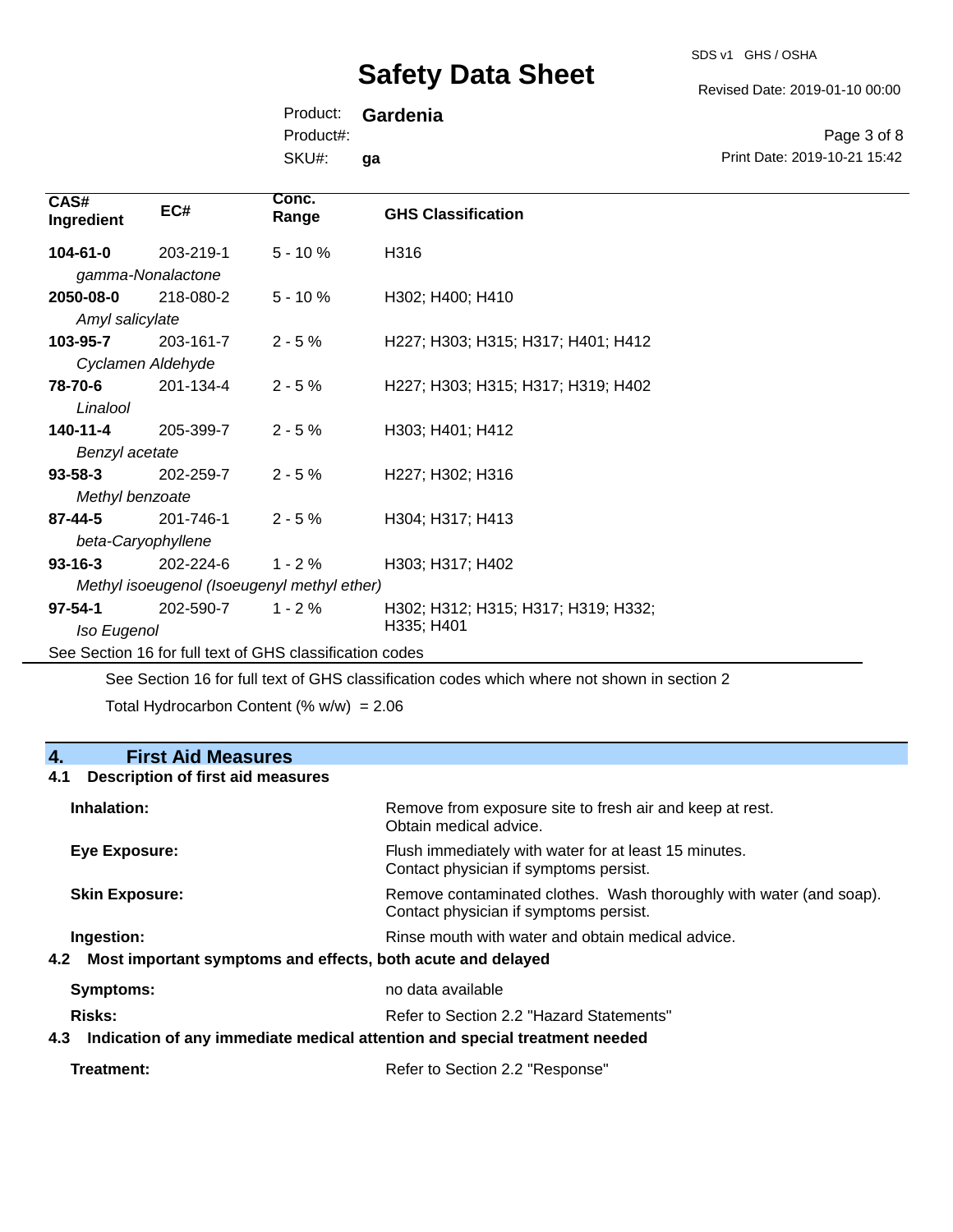| CAS# Ingredient | EC# | Conc. Range | GHS Classification |
|---|---|---|---|
| **104-61-0** *gamma-Nonalactone* | 203-219-1 | 5 - 10 % | H316 |
| **2050-08-0** *Amyl salicylate* | 218-080-2 | 5 - 10 % | H302; H400; H410 |
| **103-95-7** *Cyclamen Aldehyde* | 203-161-7 | 2 - 5 % | H227; H303; H315; H317; H401; H412 |
| **78-70-6** *Linalool* | 201-134-4 | 2 - 5 % | H227; H303; H315; H317; H319; H402 |
| **140-11-4** *Benzyl acetate* | 205-399-7 | 2 - 5 % | H303; H401; H412 |
| **93-58-3** *Methyl benzoate* | 202-259-7 | 2 - 5 % | H227; H302; H316 |
| **87-44-5** *beta-Caryophyllene* | 201-746-1 | 2 - 5 % | H304; H317; H413 |
| **93-16-3** *Methyl isoeugenol (Isoeugenyl methyl ether)* | 202-224-6 | 1 - 2 % | H303; H317; H402 |
| **97-54-1** *Iso Eugenol* | 202-590-7 | 1 - 2 % | H302; H312; H315; H317; H319; H332; H335; H401 |

See Section 16 for full text of GHS classification codes

See Section 16 for full text of GHS classification codes which where not shown in section 2

Total Hydrocarbon Content (% w/w) = 2.06

## 4. First Aid Measures

### 4.1 Description of first aid measures

**Inhalation:** Remove from exposure site to fresh air and keep at rest. Obtain medical advice.

**Eye Exposure:** Flush immediately with water for at least 15 minutes. Contact physician if symptoms persist.

**Skin Exposure:** Remove contaminated clothes. Wash thoroughly with water (and soap). Contact physician if symptoms persist.

**Ingestion:** Rinse mouth with water and obtain medical advice.

### 4.2 Most important symptoms and effects, both acute and delayed

**Symptoms:** no data available

**Risks:** Refer to Section 2.2 "Hazard Statements"

### 4.3 Indication of any immediate medical attention and special treatment needed

**Treatment:** Refer to Section 2.2 "Response"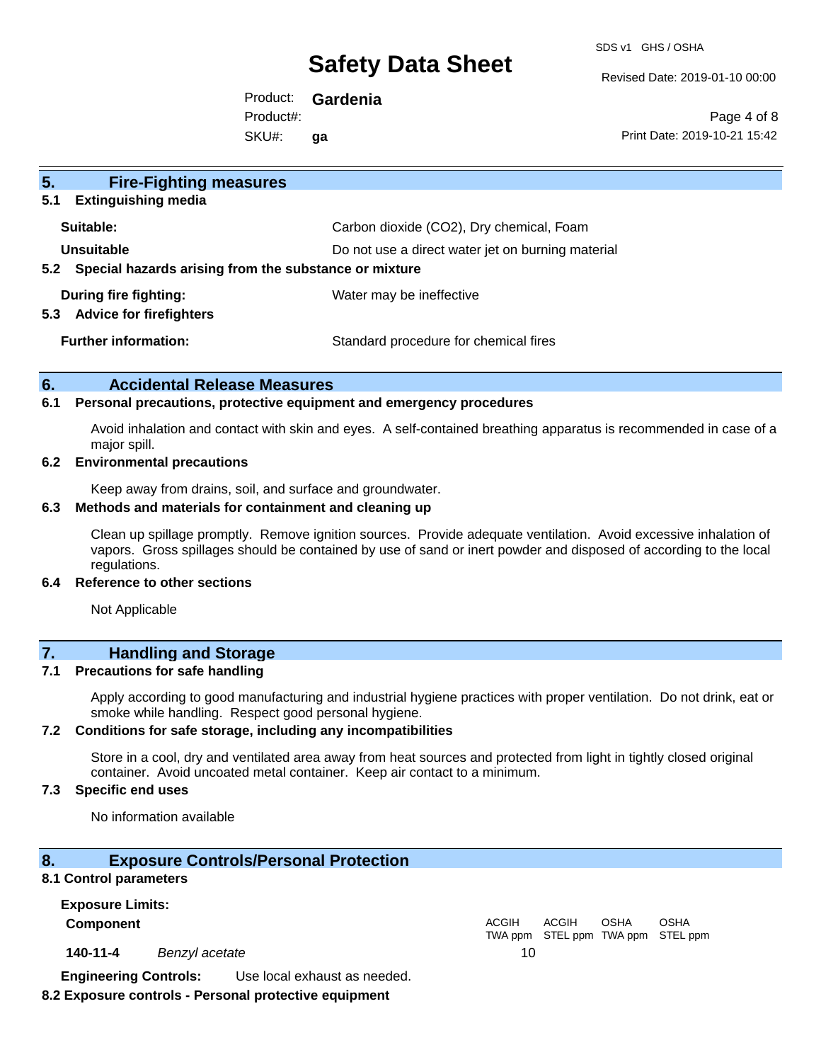## 5. Fire-Fighting measures

### 5.1 Extinguishing media

**Suitable:** Carbon dioxide ($CO_2$), Dry chemical, Foam

**Unsuitable** Do not use a direct water jet on burning material

### 5.2 Special hazards arising from the substance or mixture

**During fire fighting:** Water may be ineffective

### 5.3 Advice for firefighters

**Further information:** Standard procedure for chemical fires

## 6. Accidental Release Measures

### 6.1 Personal precautions, protective equipment and emergency procedures

Avoid inhalation and contact with skin and eyes. A self-contained breathing apparatus is recommended in case of a major spill.

### 6.2 Environmental precautions

Keep away from drains, soil, and surface and groundwater.

### 6.3 Methods and materials for containment and cleaning up

Clean up spillage promptly. Remove ignition sources. Provide adequate ventilation. Avoid excessive inhalation of vapors. Gross spillages should be contained by use of sand or inert powder and disposed of according to the local regulations.

### 6.4 Reference to other sections

Not Applicable

## 7. Handling and Storage

### 7.1 Precautions for safe handling

Apply according to good manufacturing and industrial hygiene practices with proper ventilation. Do not drink, eat or smoke while handling. Respect good personal hygiene.

### 7.2 Conditions for safe storage, including any incompatibilities

Store in a cool, dry and ventilated area away from heat sources and protected from light in tightly closed original container. Avoid uncoated metal container. Keep air contact to a minimum.

### 7.3 Specific end uses

No information available

## 8. Exposure Controls/Personal Protection

### 8.1 Control parameters

**Exposure Limits:**

| Component | | ACGIH TWA ppm | ACGIH STEL ppm | OSHA TWA ppm | OSHA STEL ppm |
|---|---|---|---|---|---|
| 140-11-4 | *Benzyl acetate* | 10 | | | |

**Engineering Controls:** Use local exhaust as needed.

### 8.2 Exposure controls - Personal protective equipment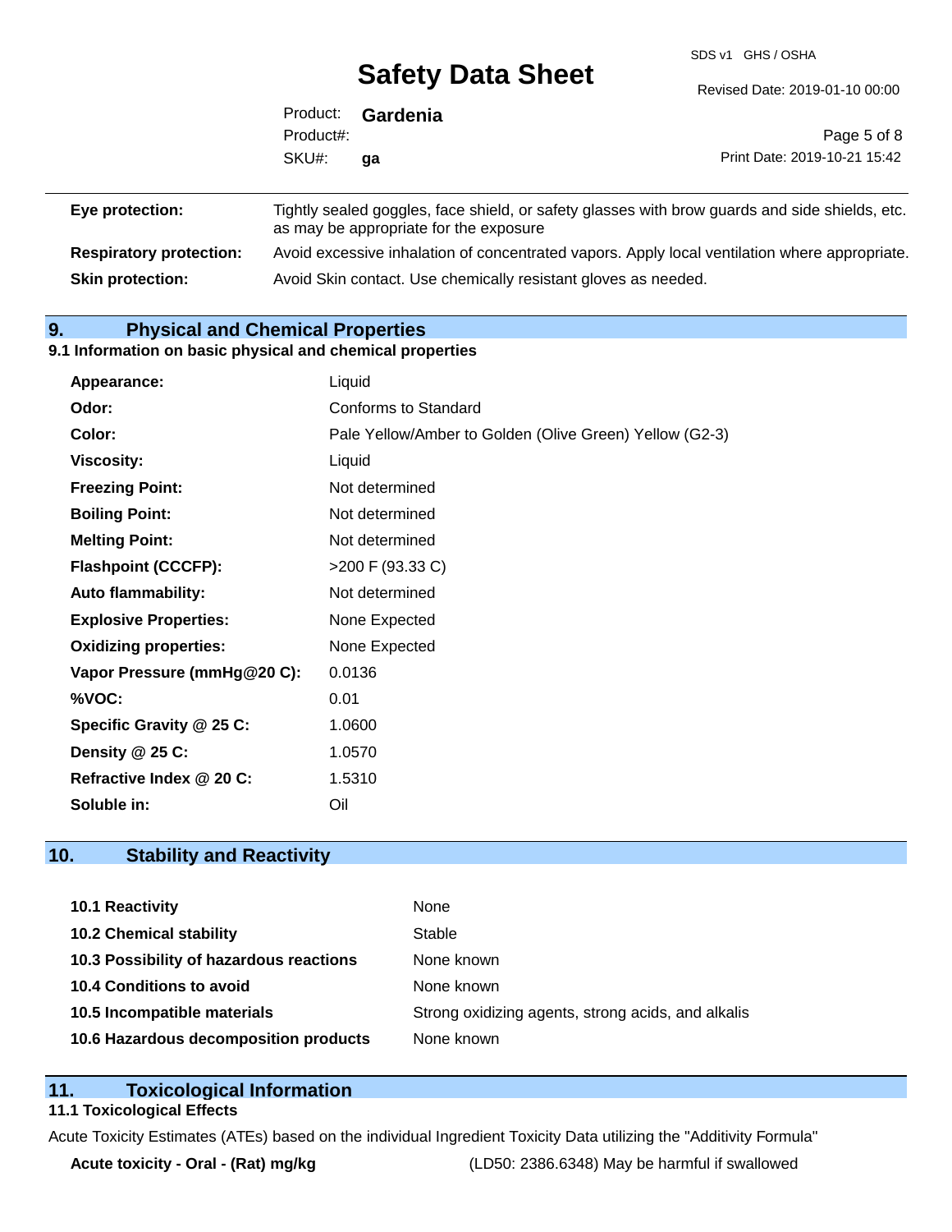| | |
|---|---|
| **Eye protection:** | Tightly sealed goggles, face shield, or safety glasses with brow guards and side shields, etc. as may be appropriate for the exposure |
| **Respiratory protection:** | Avoid excessive inhalation of concentrated vapors. Apply local ventilation where appropriate. |
| **Skin protection:** | Avoid Skin contact. Use chemically resistant gloves as needed. |

## 9. Physical and Chemical Properties

### 9.1 Information on basic physical and chemical properties

| | |
|---|---|
| **Appearance:** | Liquid |
| **Odor:** | Conforms to Standard |
| **Color:** | Pale Yellow/Amber to Golden (Olive Green) Yellow (G2-3) |
| **Viscosity:** | Liquid |
| **Freezing Point:** | Not determined |
| **Boiling Point:** | Not determined |
| **Melting Point:** | Not determined |
| **Flashpoint (CCCFP):** | >200 F (93.33 C) |
| **Auto flammability:** | Not determined |
| **Explosive Properties:** | None Expected |
| **Oxidizing properties:** | None Expected |
| **Vapor Pressure (mmHg@20 C):** | 0.0136 |
| **%VOC:** | 0.01 |
| **Specific Gravity @ 25 C:** | 1.0600 |
| **Density @ 25 C:** | 1.0570 |
| **Refractive Index @ 20 C:** | 1.5310 |
| **Soluble in:** | Oil |

## 10. Stability and Reactivity

| | |
|---|---|
| **10.1 Reactivity** | None |
| **10.2 Chemical stability** | Stable |
| **10.3 Possibility of hazardous reactions** | None known |
| **10.4 Conditions to avoid** | None known |
| **10.5 Incompatible materials** | Strong oxidizing agents, strong acids, and alkalis |
| **10.6 Hazardous decomposition products** | None known |

## 11. Toxicological Information

### 11.1 Toxicological Effects

Acute Toxicity Estimates (ATEs) based on the individual Ingredient Toxicity Data utilizing the "Additivity Formula"

| | |
|---|---|
| **Acute toxicity - Oral - (Rat) mg/kg** | (LD50: 2386.6348) May be harmful if swallowed |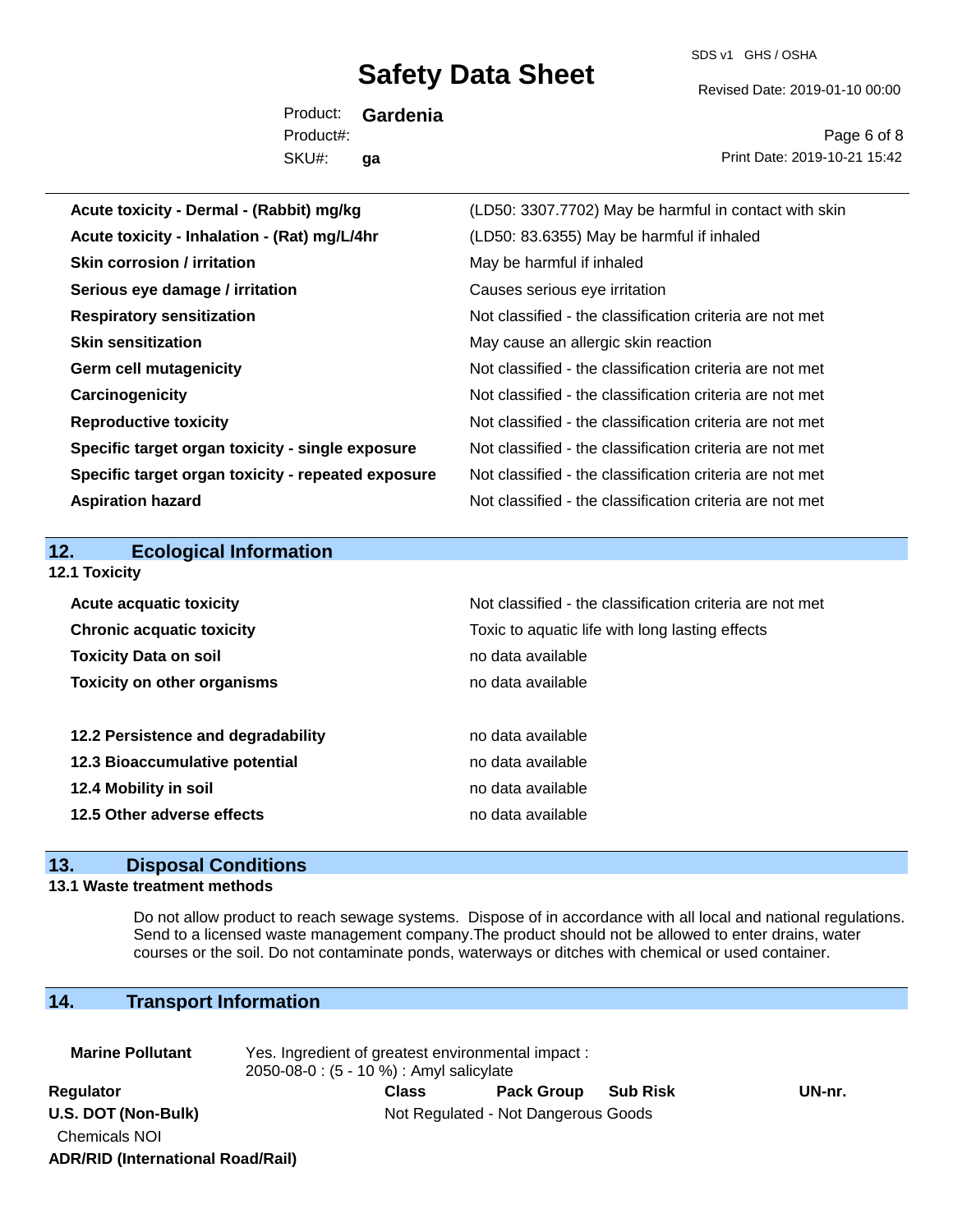| | |
|---|---|
| **Acute toxicity - Dermal - (Rabbit) mg/kg** | (LD50: 3307.7702) May be harmful in contact with skin |
| **Acute toxicity - Inhalation - (Rat) mg/L/4hr** | (LD50: 83.6355) May be harmful if inhaled |
| **Skin corrosion / irritation** | May be harmful if inhaled |
| **Serious eye damage / irritation** | Causes serious eye irritation |
| **Respiratory sensitization** | Not classified - the classification criteria are not met |
| **Skin sensitization** | May cause an allergic skin reaction |
| **Germ cell mutagenicity** | Not classified - the classification criteria are not met |
| **Carcinogenicity** | Not classified - the classification criteria are not met |
| **Reproductive toxicity** | Not classified - the classification criteria are not met |
| **Specific target organ toxicity - single exposure** | Not classified - the classification criteria are not met |
| **Specific target organ toxicity - repeated exposure** | Not classified - the classification criteria are not met |
| **Aspiration hazard** | Not classified - the classification criteria are not met |

## 12. Ecological Information

### 12.1 Toxicity

| | |
|---|---|
| **Acute acquatic toxicity** | Not classified - the classification criteria are not met |
| **Chronic acquatic toxicity** | Toxic to aquatic life with long lasting effects |
| **Toxicity Data on soil** | no data available |
| **Toxicity on other organisms** | no data available |

| | |
|---|---|
| **12.2 Persistence and degradability** | no data available |
| **12.3 Bioaccumulative potential** | no data available |
| **12.4 Mobility in soil** | no data available |
| **12.5 Other adverse effects** | no data available |

## 13. Disposal Conditions

### 13.1 Waste treatment methods

Do not allow product to reach sewage systems. Dispose of in accordance with all local and national regulations. Send to a licensed waste management company.The product should not be allowed to enter drains, water courses or the soil. Do not contaminate ponds, waterways or ditches with chemical or used container.

## 14. Transport Information

**Marine Pollutant** Yes. Ingredient of greatest environmental impact : 2050-08-0 : (5 - 10 %) : Amyl salicylate

| Regulator | Class | Pack Group | Sub Risk | UN-nr. |
|---|---|---|---|---|
| **U.S. DOT (Non-Bulk)** | Not Regulated - Not Dangerous Goods | | | |
| Chemicals NOI | | | | |
| **ADR/RID (International Road/Rail)** | | | | |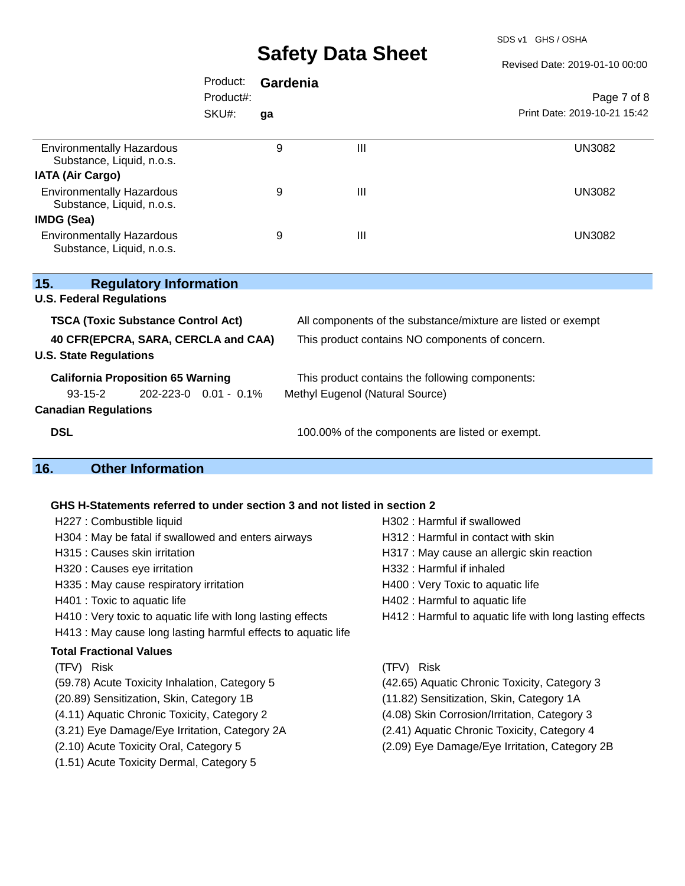| | | | |
|---|---|---|---|
| Environmentally Hazardous Substance, Liquid, n.o.s. | 9 | III | UN3082 |
| **IATA (Air Cargo)** | | | |
| Environmentally Hazardous Substance, Liquid, n.o.s. | 9 | III | UN3082 |
| **IMDG (Sea)** | | | |
| Environmentally Hazardous Substance, Liquid, n.o.s. | 9 | III | UN3082 |

## 15. Regulatory Information

**U.S. Federal Regulations**

| | |
|---|---|
| **TSCA (Toxic Substance Control Act)** | All components of the substance/mixture are listed or exempt |
| **40 CFR(EPCRA, SARA, CERCLA and CAA)** | This product contains NO components of concern. |

**U.S. State Regulations**

**California Proposition 65 Warning** — This product contains the following components:

| | | | |
|---|---|---|---|
| 93-15-2 | 202-223-0 | 0.01 - 0.1% | Methyl Eugenol (Natural Source) |

**Canadian Regulations**

**DSL** — 100.00% of the components are listed or exempt.

## 16. Other Information

**GHS H-Statements referred to under section 3 and not listed in section 2**

H227 : Combustible liquid
H302 : Harmful if swallowed
H304 : May be fatal if swallowed and enters airways
H312 : Harmful in contact with skin
H315 : Causes skin irritation
H317 : May cause an allergic skin reaction
H320 : Causes eye irritation
H332 : Harmful if inhaled
H335 : May cause respiratory irritation
H400 : Very Toxic to aquatic life
H401 : Toxic to aquatic life
H402 : Harmful to aquatic life
H410 : Very toxic to aquatic life with long lasting effects
H412 : Harmful to aquatic life with long lasting effects
H413 : May cause long lasting harmful effects to aquatic life

**Total Fractional Values**

(TFV) Risk
(59.78) Acute Toxicity Inhalation, Category 5
(42.65) Aquatic Chronic Toxicity, Category 3
(20.89) Sensitization, Skin, Category 1B
(11.82) Sensitization, Skin, Category 1A
(4.11) Aquatic Chronic Toxicity, Category 2
(4.08) Skin Corrosion/Irritation, Category 3
(3.21) Eye Damage/Eye Irritation, Category 2A
(2.41) Aquatic Chronic Toxicity, Category 4
(2.10) Acute Toxicity Oral, Category 5
(2.09) Eye Damage/Eye Irritation, Category 2B
(1.51) Acute Toxicity Dermal, Category 5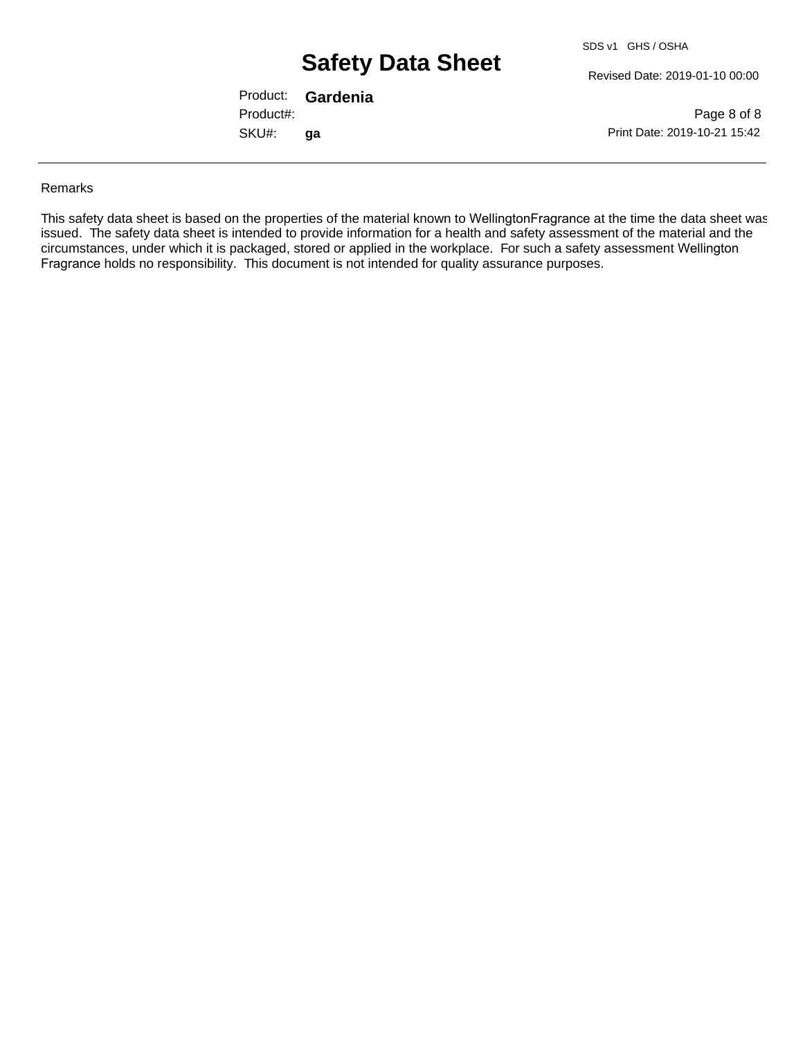Remarks

This safety data sheet is based on the properties of the material known to WellingtonFragrance at the time the data sheet was issued. The safety data sheet is intended to provide information for a health and safety assessment of the material and the circumstances, under which it is packaged, stored or applied in the workplace. For such a safety assessment Wellington Fragrance holds no responsibility. This document is not intended for quality assurance purposes.